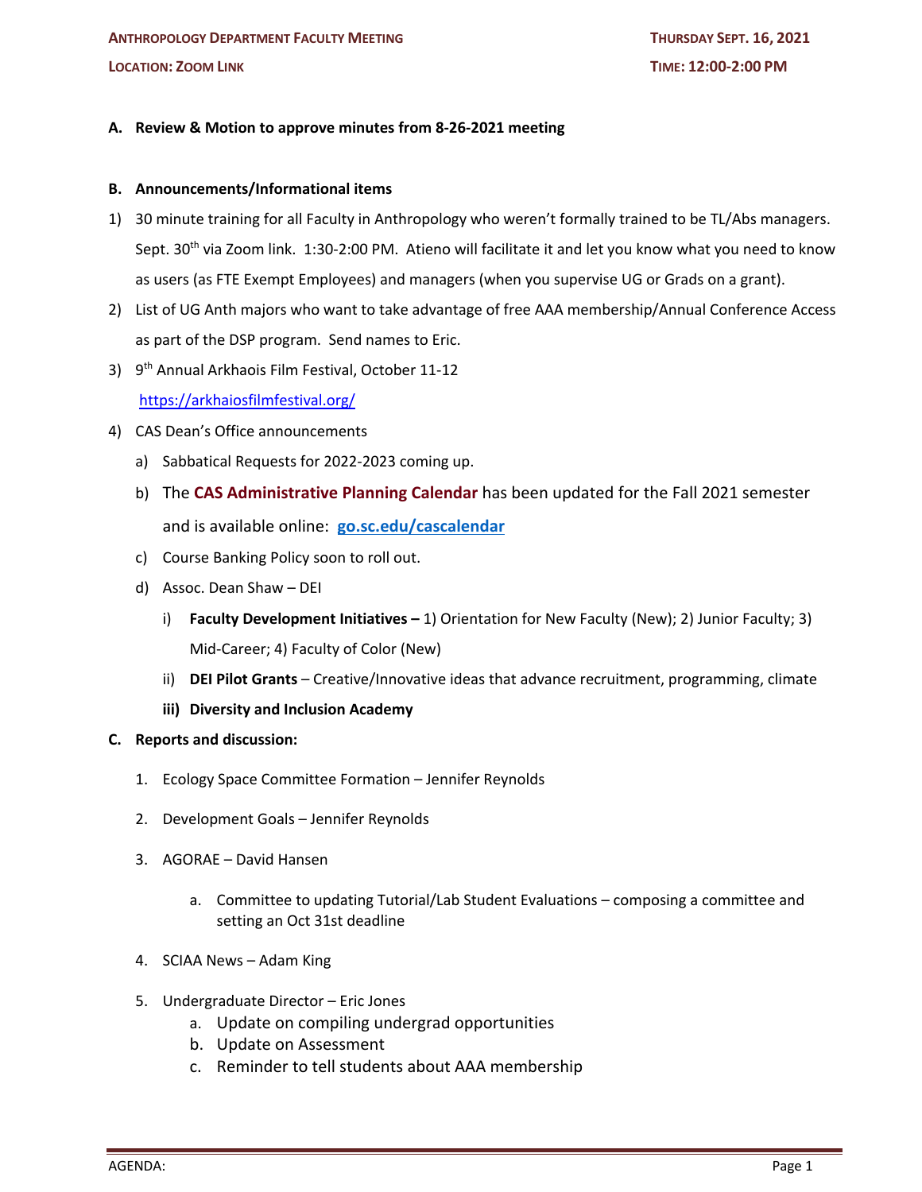**ANTHROPOLOGY DEPARTMENT FACULTY MEETING** | **THURSDAY SEPT. 16, 2021**

**LOCATION: ZOOM LINK** | **TIME: 12:00-2:00 PM**

**A. Review & Motion to approve minutes from 8-26-2021 meeting**

**B. Announcements/Informational items**

1) 30 minute training for all Faculty in Anthropology who weren't formally trained to be TL/Abs managers. Sept. 30th via Zoom link. 1:30-2:00 PM. Atieno will facilitate it and let you know what you need to know as users (as FTE Exempt Employees) and managers (when you supervise UG or Grads on a grant).
2) List of UG Anth majors who want to take advantage of free AAA membership/Annual Conference Access as part of the DSP program. Send names to Eric.
3) 9th Annual Arkhaois Film Festival, October 11-12
   https://arkhaiosfilmfestival.org/
4) CAS Dean's Office announcements
   a) Sabbatical Requests for 2022-2023 coming up.
   b) The **CAS Administrative Planning Calendar** has been updated for the Fall 2021 semester and is available online: **go.sc.edu/cascalendar**
   c) Course Banking Policy soon to roll out.
   d) Assoc. Dean Shaw – DEI
      i) **Faculty Development Initiatives –** 1) Orientation for New Faculty (New); 2) Junior Faculty; 3) Mid-Career; 4) Faculty of Color (New)
      ii) **DEI Pilot Grants** – Creative/Innovative ideas that advance recruitment, programming, climate
      **iii) Diversity and Inclusion Academy**

**C. Reports and discussion:**

1. Ecology Space Committee Formation – Jennifer Reynolds
2. Development Goals – Jennifer Reynolds
3. AGORAE – David Hansen
   a. Committee to updating Tutorial/Lab Student Evaluations – composing a committee and setting an Oct 31st deadline
4. SCIAA News – Adam King
5. Undergraduate Director – Eric Jones
   a. Update on compiling undergrad opportunities
   b. Update on Assessment
   c. Reminder to tell students about AAA membership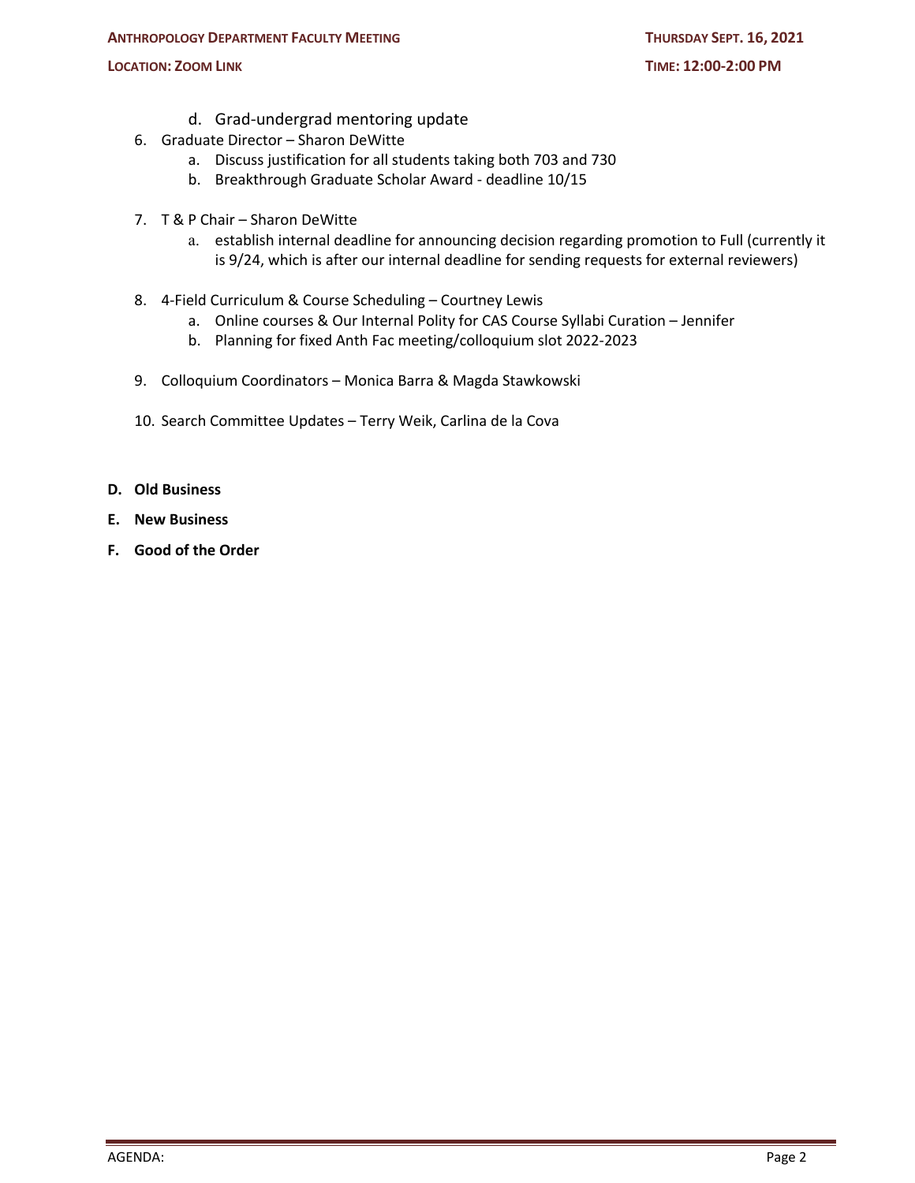d. Grad-undergrad mentoring update

6. Graduate Director – Sharon DeWitte
   a. Discuss justification for all students taking both 703 and 730
   b. Breakthrough Graduate Scholar Award - deadline 10/15

7. T & P Chair – Sharon DeWitte
   a. establish internal deadline for announcing decision regarding promotion to Full (currently it is 9/24, which is after our internal deadline for sending requests for external reviewers)

8. 4-Field Curriculum & Course Scheduling – Courtney Lewis
   a. Online courses & Our Internal Polity for CAS Course Syllabi Curation – Jennifer
   b. Planning for fixed Anth Fac meeting/colloquium slot 2022-2023

9. Colloquium Coordinators – Monica Barra & Magda Stawkowski

10. Search Committee Updates – Terry Weik, Carlina de la Cova

**D. Old Business**

**E. New Business**

**F. Good of the Order**